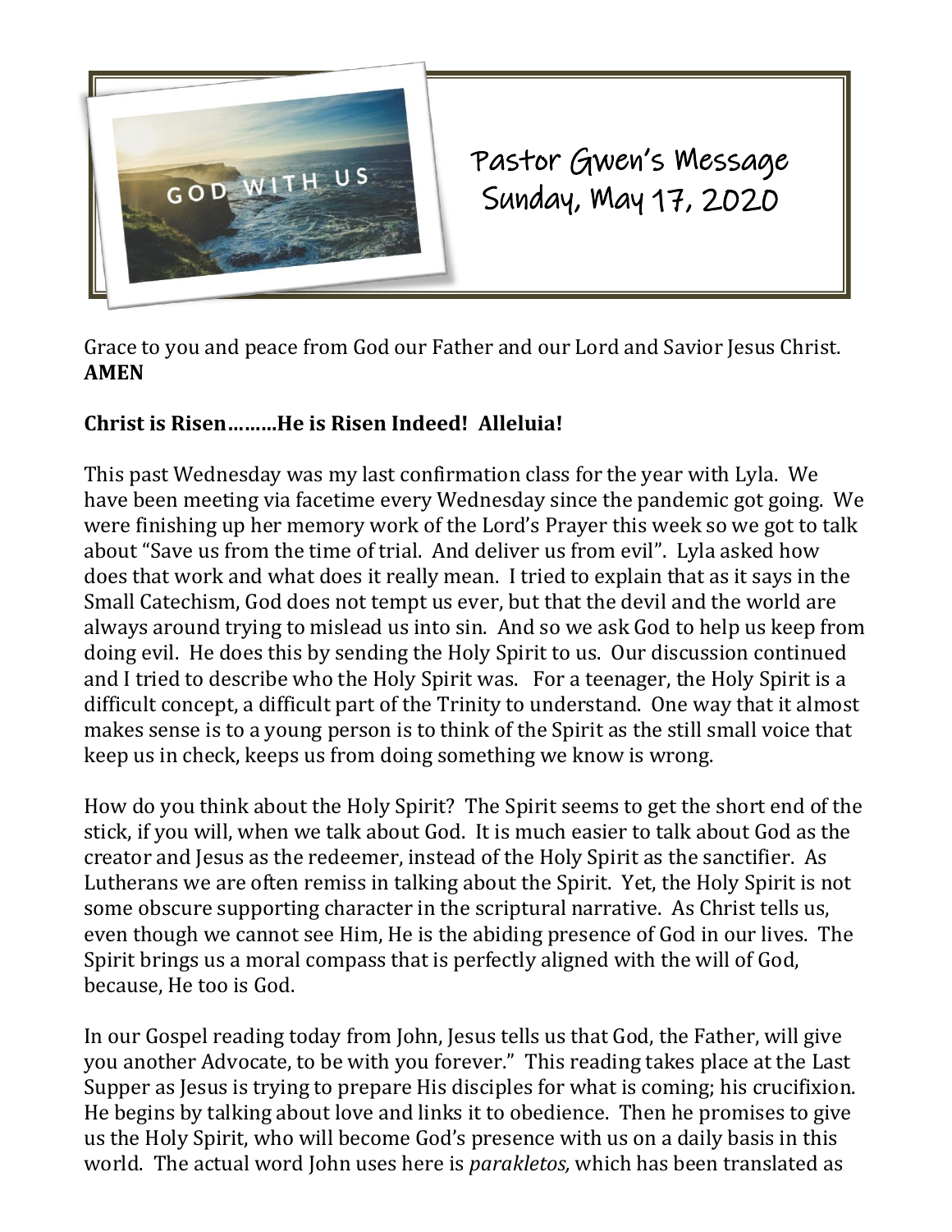# Pastor Gwen's Message
## Sunday, May 17, 2020

Grace to you and peace from God our Father and our Lord and Savior Jesus Christ. **AMEN**

**Christ is Risen………He is Risen Indeed! Alleluia!**

This past Wednesday was my last confirmation class for the year with Lyla. We have been meeting via facetime every Wednesday since the pandemic got going. We were finishing up her memory work of the Lord's Prayer this week so we got to talk about "Save us from the time of trial. And deliver us from evil". Lyla asked how does that work and what does it really mean. I tried to explain that as it says in the Small Catechism, God does not tempt us ever, but that the devil and the world are always around trying to mislead us into sin. And so we ask God to help us keep from doing evil. He does this by sending the Holy Spirit to us. Our discussion continued and I tried to describe who the Holy Spirit was. For a teenager, the Holy Spirit is a difficult concept, a difficult part of the Trinity to understand. One way that it almost makes sense is to a young person is to think of the Spirit as the still small voice that keep us in check, keeps us from doing something we know is wrong.

How do you think about the Holy Spirit? The Spirit seems to get the short end of the stick, if you will, when we talk about God. It is much easier to talk about God as the creator and Jesus as the redeemer, instead of the Holy Spirit as the sanctifier. As Lutherans we are often remiss in talking about the Spirit. Yet, the Holy Spirit is not some obscure supporting character in the scriptural narrative. As Christ tells us, even though we cannot see Him, He is the abiding presence of God in our lives. The Spirit brings us a moral compass that is perfectly aligned with the will of God, because, He too is God.

In our Gospel reading today from John, Jesus tells us that God, the Father, will give you another Advocate, to be with you forever." This reading takes place at the Last Supper as Jesus is trying to prepare His disciples for what is coming; his crucifixion. He begins by talking about love and links it to obedience. Then he promises to give us the Holy Spirit, who will become God's presence with us on a daily basis in this world. The actual word John uses here is *parakletos,* which has been translated as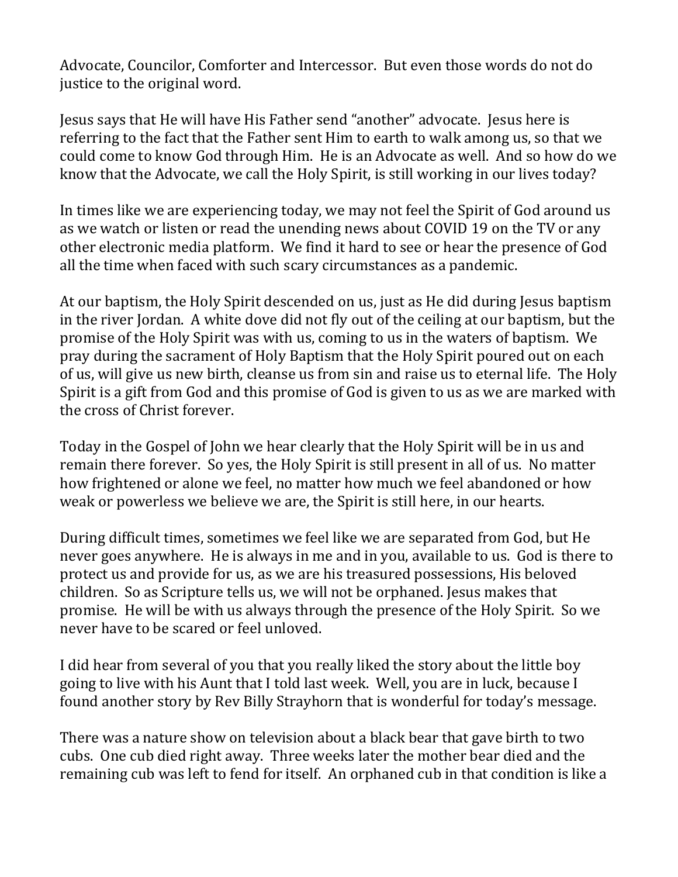Advocate, Councilor, Comforter and Intercessor. But even those words do not do justice to the original word.

Jesus says that He will have His Father send "another" advocate. Jesus here is referring to the fact that the Father sent Him to earth to walk among us, so that we could come to know God through Him. He is an Advocate as well. And so how do we know that the Advocate, we call the Holy Spirit, is still working in our lives today?

In times like we are experiencing today, we may not feel the Spirit of God around us as we watch or listen or read the unending news about COVID 19 on the TV or any other electronic media platform. We find it hard to see or hear the presence of God all the time when faced with such scary circumstances as a pandemic.

At our baptism, the Holy Spirit descended on us, just as He did during Jesus baptism in the river Jordan. A white dove did not fly out of the ceiling at our baptism, but the promise of the Holy Spirit was with us, coming to us in the waters of baptism. We pray during the sacrament of Holy Baptism that the Holy Spirit poured out on each of us, will give us new birth, cleanse us from sin and raise us to eternal life. The Holy Spirit is a gift from God and this promise of God is given to us as we are marked with the cross of Christ forever.

Today in the Gospel of John we hear clearly that the Holy Spirit will be in us and remain there forever. So yes, the Holy Spirit is still present in all of us. No matter how frightened or alone we feel, no matter how much we feel abandoned or how weak or powerless we believe we are, the Spirit is still here, in our hearts.

During difficult times, sometimes we feel like we are separated from God, but He never goes anywhere. He is always in me and in you, available to us. God is there to protect us and provide for us, as we are his treasured possessions, His beloved children. So as Scripture tells us, we will not be orphaned. Jesus makes that promise. He will be with us always through the presence of the Holy Spirit. So we never have to be scared or feel unloved.

I did hear from several of you that you really liked the story about the little boy going to live with his Aunt that I told last week. Well, you are in luck, because I found another story by Rev Billy Strayhorn that is wonderful for today's message.

There was a nature show on television about a black bear that gave birth to two cubs. One cub died right away. Three weeks later the mother bear died and the remaining cub was left to fend for itself. An orphaned cub in that condition is like a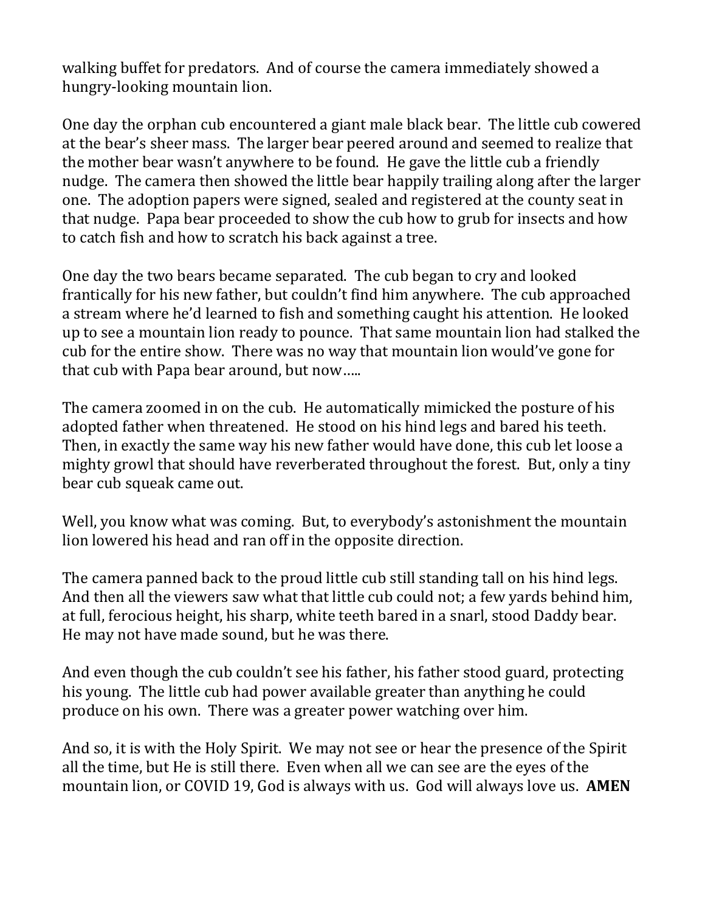walking buffet for predators. And of course the camera immediately showed a hungry-looking mountain lion.

One day the orphan cub encountered a giant male black bear. The little cub cowered at the bear's sheer mass. The larger bear peered around and seemed to realize that the mother bear wasn't anywhere to be found. He gave the little cub a friendly nudge. The camera then showed the little bear happily trailing along after the larger one. The adoption papers were signed, sealed and registered at the county seat in that nudge. Papa bear proceeded to show the cub how to grub for insects and how to catch fish and how to scratch his back against a tree.

One day the two bears became separated. The cub began to cry and looked frantically for his new father, but couldn't find him anywhere. The cub approached a stream where he'd learned to fish and something caught his attention. He looked up to see a mountain lion ready to pounce. That same mountain lion had stalked the cub for the entire show. There was no way that mountain lion would've gone for that cub with Papa bear around, but now.....

The camera zoomed in on the cub. He automatically mimicked the posture of his adopted father when threatened. He stood on his hind legs and bared his teeth. Then, in exactly the same way his new father would have done, this cub let loose a mighty growl that should have reverberated throughout the forest. But, only a tiny bear cub squeak came out.

Well, you know what was coming. But, to everybody's astonishment the mountain lion lowered his head and ran off in the opposite direction.

The camera panned back to the proud little cub still standing tall on his hind legs. And then all the viewers saw what that little cub could not; a few yards behind him, at full, ferocious height, his sharp, white teeth bared in a snarl, stood Daddy bear. He may not have made sound, but he was there.

And even though the cub couldn't see his father, his father stood guard, protecting his young. The little cub had power available greater than anything he could produce on his own. There was a greater power watching over him.

And so, it is with the Holy Spirit. We may not see or hear the presence of the Spirit all the time, but He is still there. Even when all we can see are the eyes of the mountain lion, or COVID 19, God is always with us. God will always love us. **AMEN**